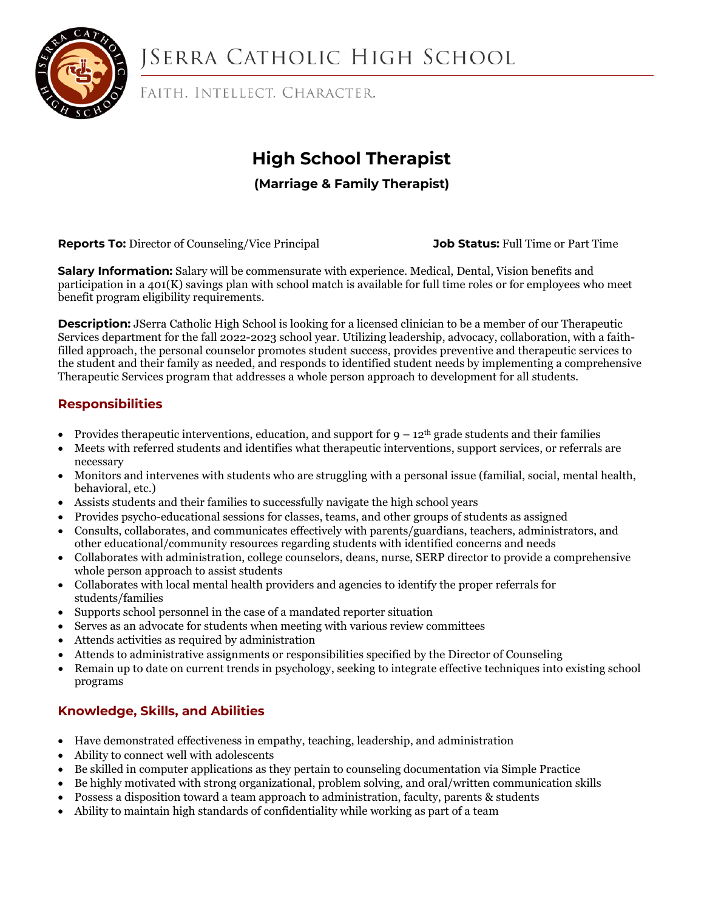# JSerra Catholic High School

Faith. Intellect. Character.

## High School Therapist

### (Marriage & Family Therapist)

**Reports To:** Director of Counseling/Vice Principal

**Job Status:** Full Time or Part Time

**Salary Information:** Salary will be commensurate with experience. Medical, Dental, Vision benefits and participation in a 401(K) savings plan with school match is available for full time roles or for employees who meet benefit program eligibility requirements.

**Description:** JSerra Catholic High School is looking for a licensed clinician to be a member of our Therapeutic Services department for the fall 2022-2023 school year. Utilizing leadership, advocacy, collaboration, with a faith-filled approach, the personal counselor promotes student success, provides preventive and therapeutic services to the student and their family as needed, and responds to identified student needs by implementing a comprehensive Therapeutic Services program that addresses a whole person approach to development for all students.

## Responsibilities

- Provides therapeutic interventions, education, and support for 9 – 12th grade students and their families
- Meets with referred students and identifies what therapeutic interventions, support services, or referrals are necessary
- Monitors and intervenes with students who are struggling with a personal issue (familial, social, mental health, behavioral, etc.)
- Assists students and their families to successfully navigate the high school years
- Provides psycho-educational sessions for classes, teams, and other groups of students as assigned
- Consults, collaborates, and communicates effectively with parents/guardians, teachers, administrators, and other educational/community resources regarding students with identified concerns and needs
- Collaborates with administration, college counselors, deans, nurse, SERP director to provide a comprehensive whole person approach to assist students
- Collaborates with local mental health providers and agencies to identify the proper referrals for students/families
- Supports school personnel in the case of a mandated reporter situation
- Serves as an advocate for students when meeting with various review committees
- Attends activities as required by administration
- Attends to administrative assignments or responsibilities specified by the Director of Counseling
- Remain up to date on current trends in psychology, seeking to integrate effective techniques into existing school programs

## Knowledge, Skills, and Abilities

- Have demonstrated effectiveness in empathy, teaching, leadership, and administration
- Ability to connect well with adolescents
- Be skilled in computer applications as they pertain to counseling documentation via Simple Practice
- Be highly motivated with strong organizational, problem solving, and oral/written communication skills
- Possess a disposition toward a team approach to administration, faculty, parents & students
- Ability to maintain high standards of confidentiality while working as part of a team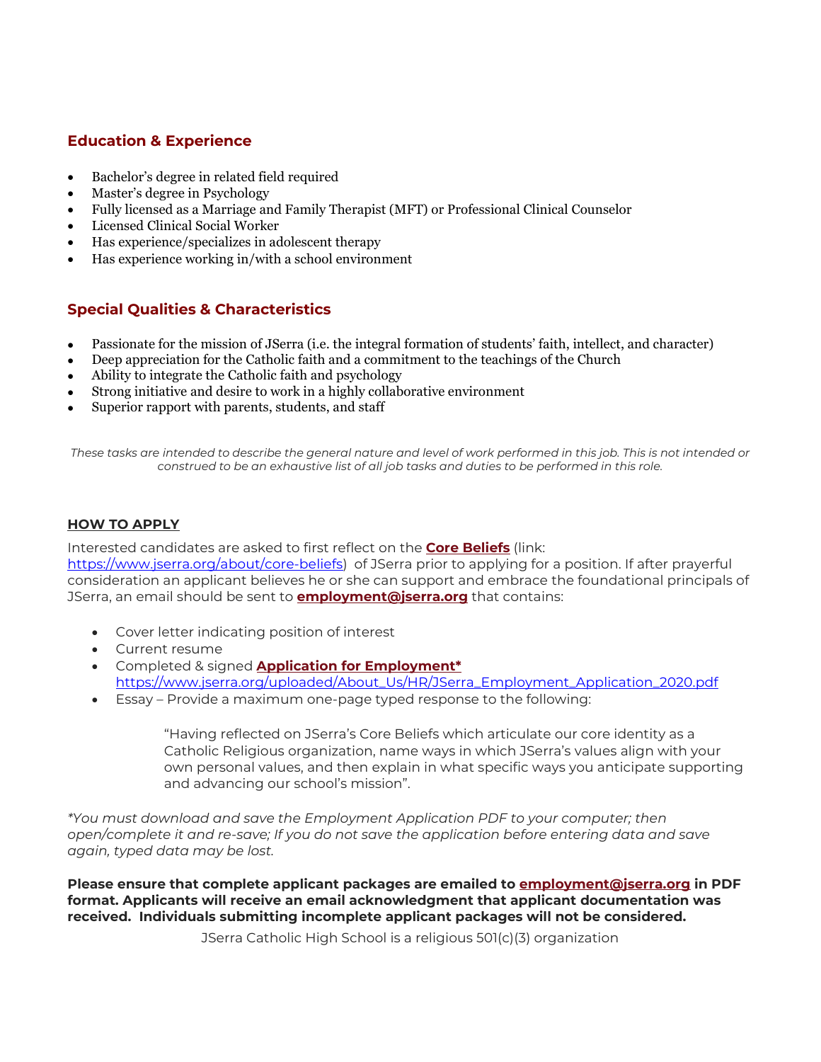## Education & Experience

- Bachelor's degree in related field required
- Master's degree in Psychology
- Fully licensed as a Marriage and Family Therapist (MFT) or Professional Clinical Counselor
- Licensed Clinical Social Worker
- Has experience/specializes in adolescent therapy
- Has experience working in/with a school environment

## Special Qualities & Characteristics

- Passionate for the mission of JSerra (i.e. the integral formation of students' faith, intellect, and character)
- Deep appreciation for the Catholic faith and a commitment to the teachings of the Church
- Ability to integrate the Catholic faith and psychology
- Strong initiative and desire to work in a highly collaborative environment
- Superior rapport with parents, students, and staff

*These tasks are intended to describe the general nature and level of work performed in this job. This is not intended or construed to be an exhaustive list of all job tasks and duties to be performed in this role.*

**HOW TO APPLY**

Interested candidates are asked to first reflect on the **Core Beliefs** (link: https://www.jserra.org/about/core-beliefs) of JSerra prior to applying for a position. If after prayerful consideration an applicant believes he or she can support and embrace the foundational principals of JSerra, an email should be sent to **employment@jserra.org** that contains:

- Cover letter indicating position of interest
- Current resume
- Completed & signed **Application for Employment*** https://www.jserra.org/uploaded/About_Us/HR/JSerra_Employment_Application_2020.pdf
- Essay – Provide a maximum one-page typed response to the following:

> "Having reflected on JSerra's Core Beliefs which articulate our core identity as a Catholic Religious organization, name ways in which JSerra's values align with your own personal values, and then explain in what specific ways you anticipate supporting and advancing our school's mission".

*\*You must download and save the Employment Application PDF to your computer; then open/complete it and re-save; If you do not save the application before entering data and save again, typed data may be lost.*

**Please ensure that complete applicant packages are emailed to employment@jserra.org in PDF format. Applicants will receive an email acknowledgment that applicant documentation was received. Individuals submitting incomplete applicant packages will not be considered.**

JSerra Catholic High School is a religious 501(c)(3) organization